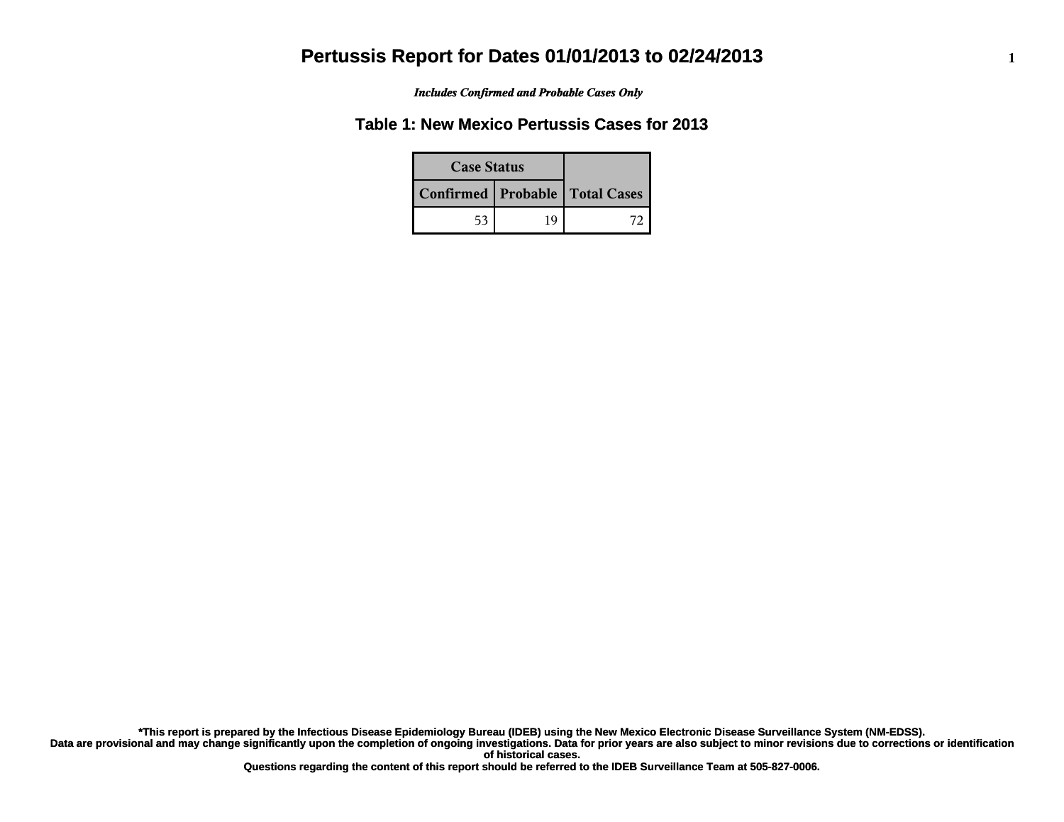# Pertussis Report for Dates 01/01/2013 to 02/24/2013

*Includes Confirmed and Probable Cases Only*

## Table 1: New Mexico Pertussis Cases for 2013

| Case Status | | Total Cases |
|---|---|---|
| Confirmed | Probable | |
| 53 | 19 | 72 |

**\*This report is prepared by the Infectious Disease Epidemiology Bureau (IDEB) using the New Mexico Electronic Disease Surveillance System (NM-EDSS). Data are provisional and may change significantly upon the completion of ongoing investigations. Data for prior years are also subject to minor revisions due to corrections or identification of historical cases. Questions regarding the content of this report should be referred to the IDEB Surveillance Team at 505-827-0006.**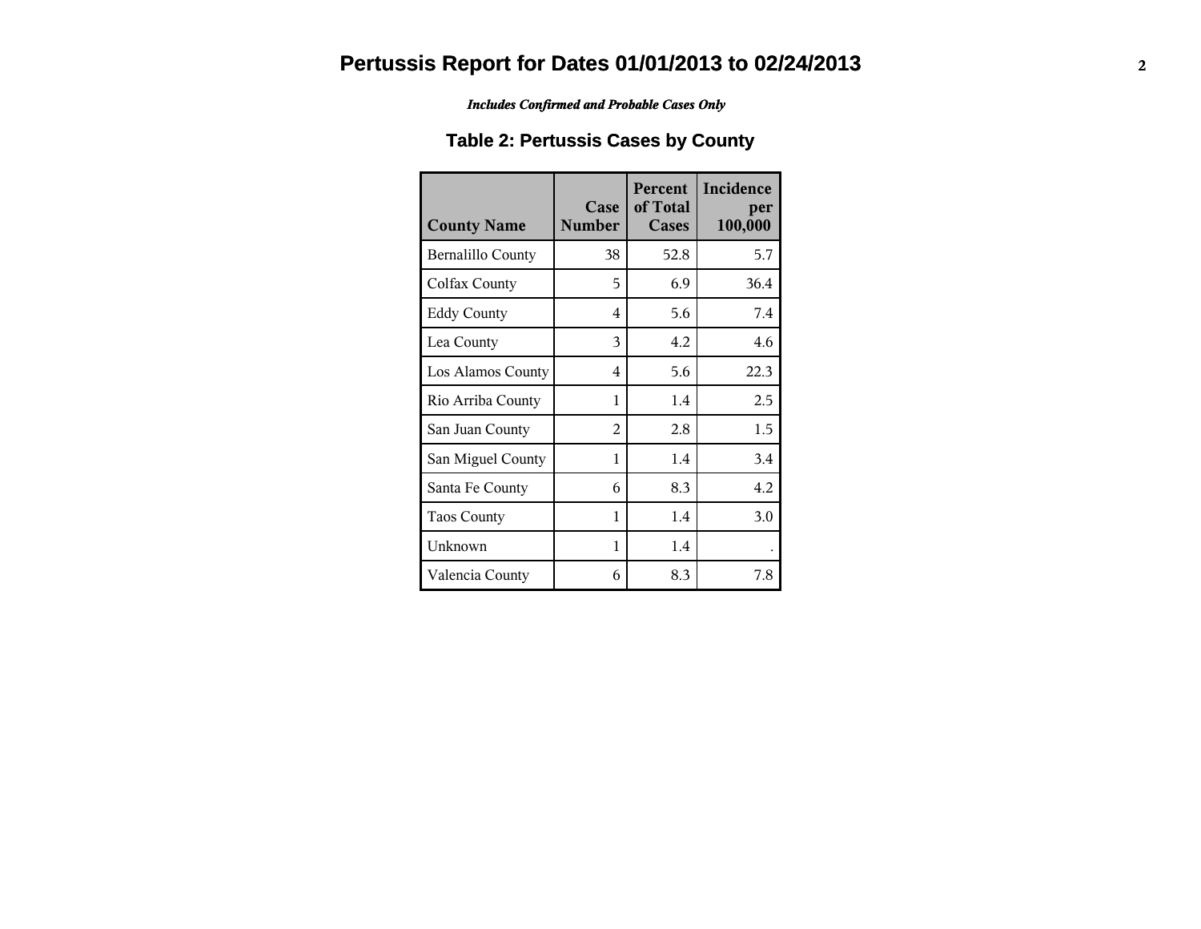# Pertussis Report for Dates 01/01/2013 to 02/24/2013

***Includes Confirmed and Probable Cases Only***

## Table 2: Pertussis Cases by County

| County Name | Case Number | Percent of Total Cases | Incidence per 100,000 |
|---|---|---|---|
| Bernalillo County | 38 | 52.8 | 5.7 |
| Colfax County | 5 | 6.9 | 36.4 |
| Eddy County | 4 | 5.6 | 7.4 |
| Lea County | 3 | 4.2 | 4.6 |
| Los Alamos County | 4 | 5.6 | 22.3 |
| Rio Arriba County | 1 | 1.4 | 2.5 |
| San Juan County | 2 | 2.8 | 1.5 |
| San Miguel County | 1 | 1.4 | 3.4 |
| Santa Fe County | 6 | 8.3 | 4.2 |
| Taos County | 1 | 1.4 | 3.0 |
| Unknown | 1 | 1.4 | . |
| Valencia County | 6 | 8.3 | 7.8 |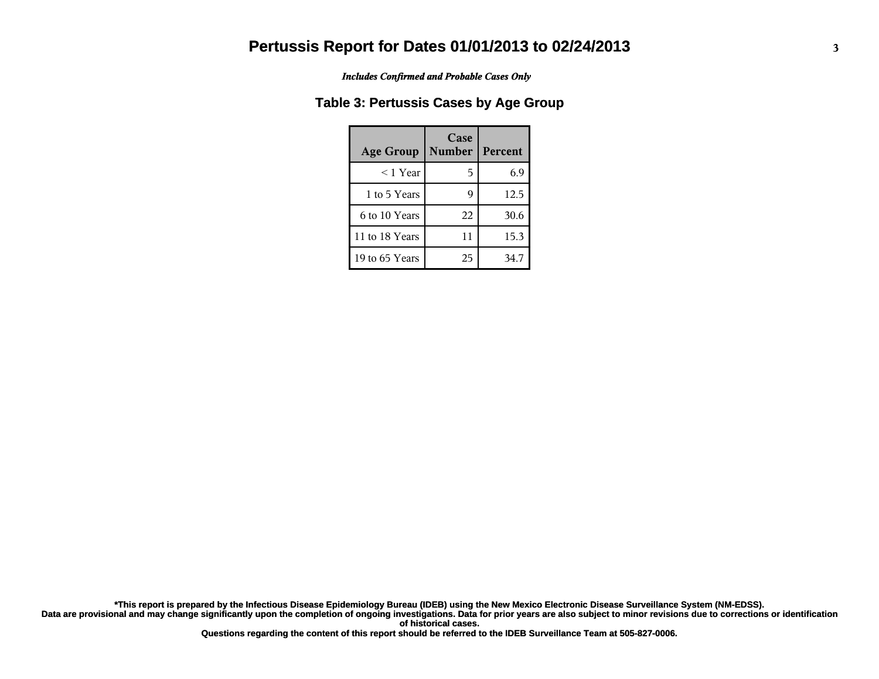# Pertussis Report for Dates 01/01/2013 to 02/24/2013

***Includes Confirmed and Probable Cases Only***

## Table 3: Pertussis Cases by Age Group

| Age Group | Case Number | Percent |
|---|---|---|
| < 1 Year | 5 | 6.9 |
| 1 to 5 Years | 9 | 12.5 |
| 6 to 10 Years | 22 | 30.6 |
| 11 to 18 Years | 11 | 15.3 |
| 19 to 65 Years | 25 | 34.7 |

**\*This report is prepared by the Infectious Disease Epidemiology Bureau (IDEB) using the New Mexico Electronic Disease Surveillance System (NM-EDSS).**
**Data are provisional and may change significantly upon the completion of ongoing investigations. Data for prior years are also subject to minor revisions due to corrections or identification of historical cases.**
**Questions regarding the content of this report should be referred to the IDEB Surveillance Team at 505-827-0006.**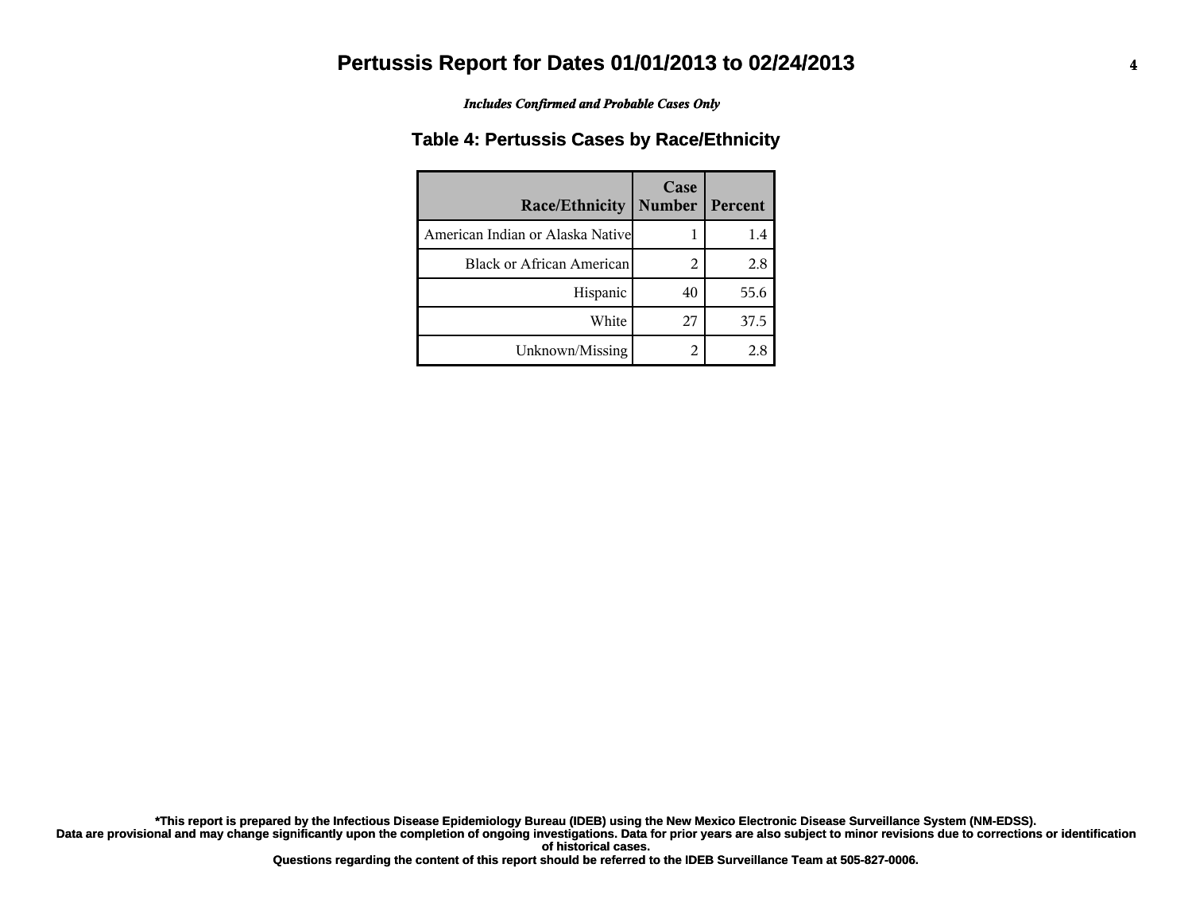# Pertussis Report for Dates 01/01/2013 to 02/24/2013

***Includes Confirmed and Probable Cases Only***

## Table 4: Pertussis Cases by Race/Ethnicity

| Race/Ethnicity | Case Number | Percent |
|---|---|---|
| American Indian or Alaska Native | 1 | 1.4 |
| Black or African American | 2 | 2.8 |
| Hispanic | 40 | 55.6 |
| White | 27 | 37.5 |
| Unknown/Missing | 2 | 2.8 |

**\*This report is prepared by the Infectious Disease Epidemiology Bureau (IDEB) using the New Mexico Electronic Disease Surveillance System (NM-EDSS). Data are provisional and may change significantly upon the completion of ongoing investigations. Data for prior years are also subject to minor revisions due to corrections or identification of historical cases. Questions regarding the content of this report should be referred to the IDEB Surveillance Team at 505-827-0006.**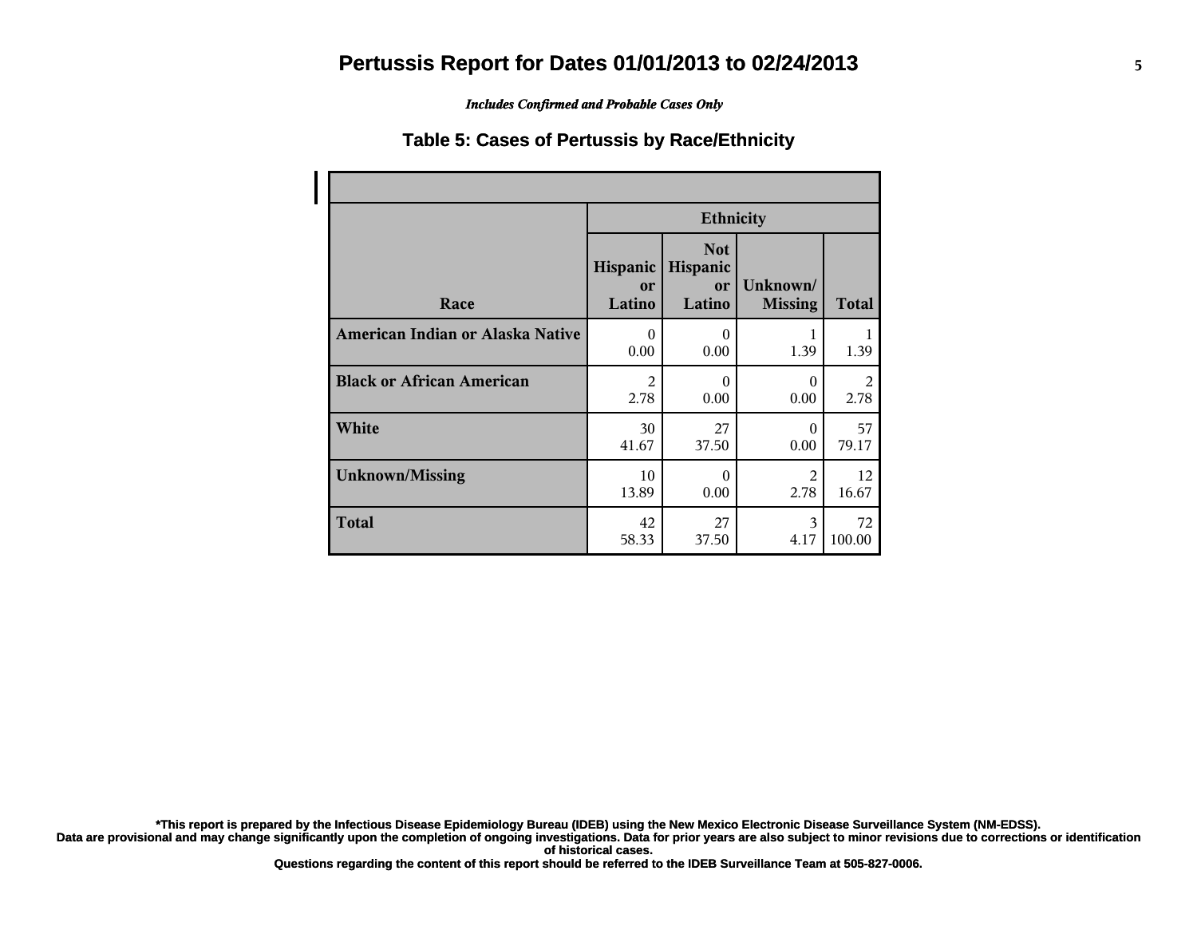# Pertussis Report for Dates 01/01/2013 to 02/24/2013

*Includes Confirmed and Probable Cases Only*

## Table 5: Cases of Pertussis by Race/Ethnicity

| Race | Ethnicity | | | |
|---|---|---|---|---|
| | Hispanic or Latino | Not Hispanic or Latino | Unknown/ Missing | Total |
| **American Indian or Alaska Native** | 0<br>0.00 | 0<br>0.00 | 1<br>1.39 | 1<br>1.39 |
| **Black or African American** | 2<br>2.78 | 0<br>0.00 | 0<br>0.00 | 2<br>2.78 |
| **White** | 30<br>41.67 | 27<br>37.50 | 0<br>0.00 | 57<br>79.17 |
| **Unknown/Missing** | 10<br>13.89 | 0<br>0.00 | 2<br>2.78 | 12<br>16.67 |
| **Total** | 42<br>58.33 | 27<br>37.50 | 3<br>4.17 | 72<br>100.00 |

**\*This report is prepared by the Infectious Disease Epidemiology Bureau (IDEB) using the New Mexico Electronic Disease Surveillance System (NM-EDSS).**
**Data are provisional and may change significantly upon the completion of ongoing investigations. Data for prior years are also subject to minor revisions due to corrections or identification of historical cases.**
**Questions regarding the content of this report should be referred to the IDEB Surveillance Team at 505-827-0006.**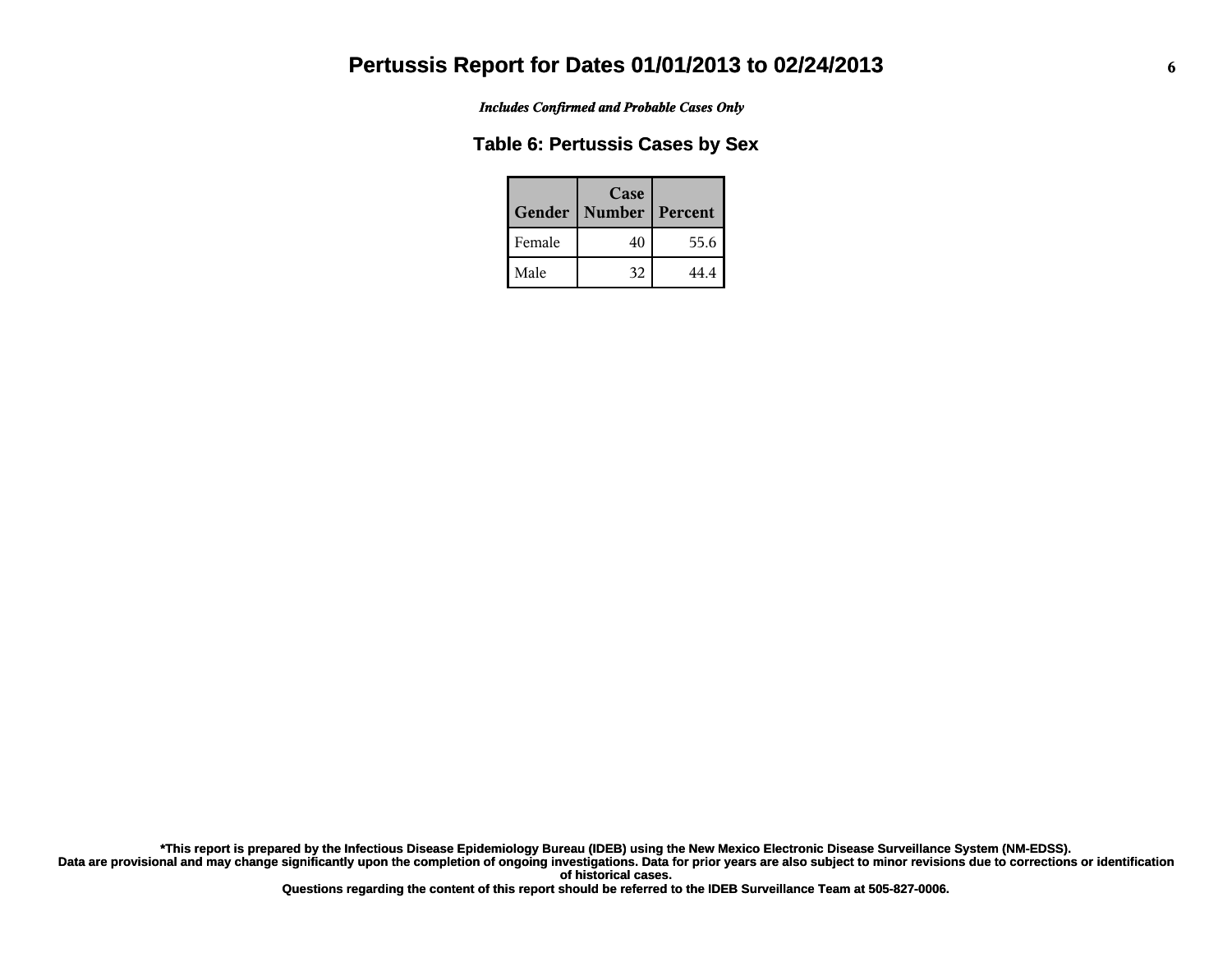# Pertussis Report for Dates 01/01/2013 to 02/24/2013

***Includes Confirmed and Probable Cases Only***

## Table 6: Pertussis Cases by Sex

| Gender | Case Number | Percent |
|---|---|---|
| Female | 40 | 55.6 |
| Male | 32 | 44.4 |

**\*This report is prepared by the Infectious Disease Epidemiology Bureau (IDEB) using the New Mexico Electronic Disease Surveillance System (NM-EDSS). Data are provisional and may change significantly upon the completion of ongoing investigations. Data for prior years are also subject to minor revisions due to corrections or identification of historical cases. Questions regarding the content of this report should be referred to the IDEB Surveillance Team at 505-827-0006.**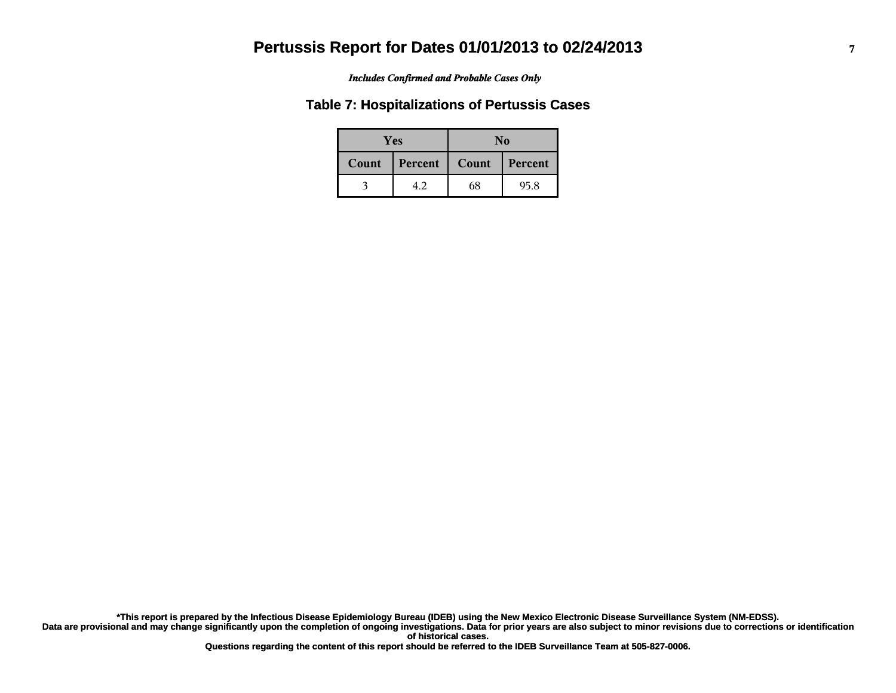# Pertussis Report for Dates 01/01/2013 to 02/24/2013

***Includes Confirmed and Probable Cases Only***

## Table 7: Hospitalizations of Pertussis Cases

| Yes | | No | |
|---|---|---|---|
| **Count** | **Percent** | **Count** | **Percent** |
| 3 | 4.2 | 68 | 95.8 |

**\*This report is prepared by the Infectious Disease Epidemiology Bureau (IDEB) using the New Mexico Electronic Disease Surveillance System (NM-EDSS).**
**Data are provisional and may change significantly upon the completion of ongoing investigations. Data for prior years are also subject to minor revisions due to corrections or identification of historical cases.**
**Questions regarding the content of this report should be referred to the IDEB Surveillance Team at 505-827-0006.**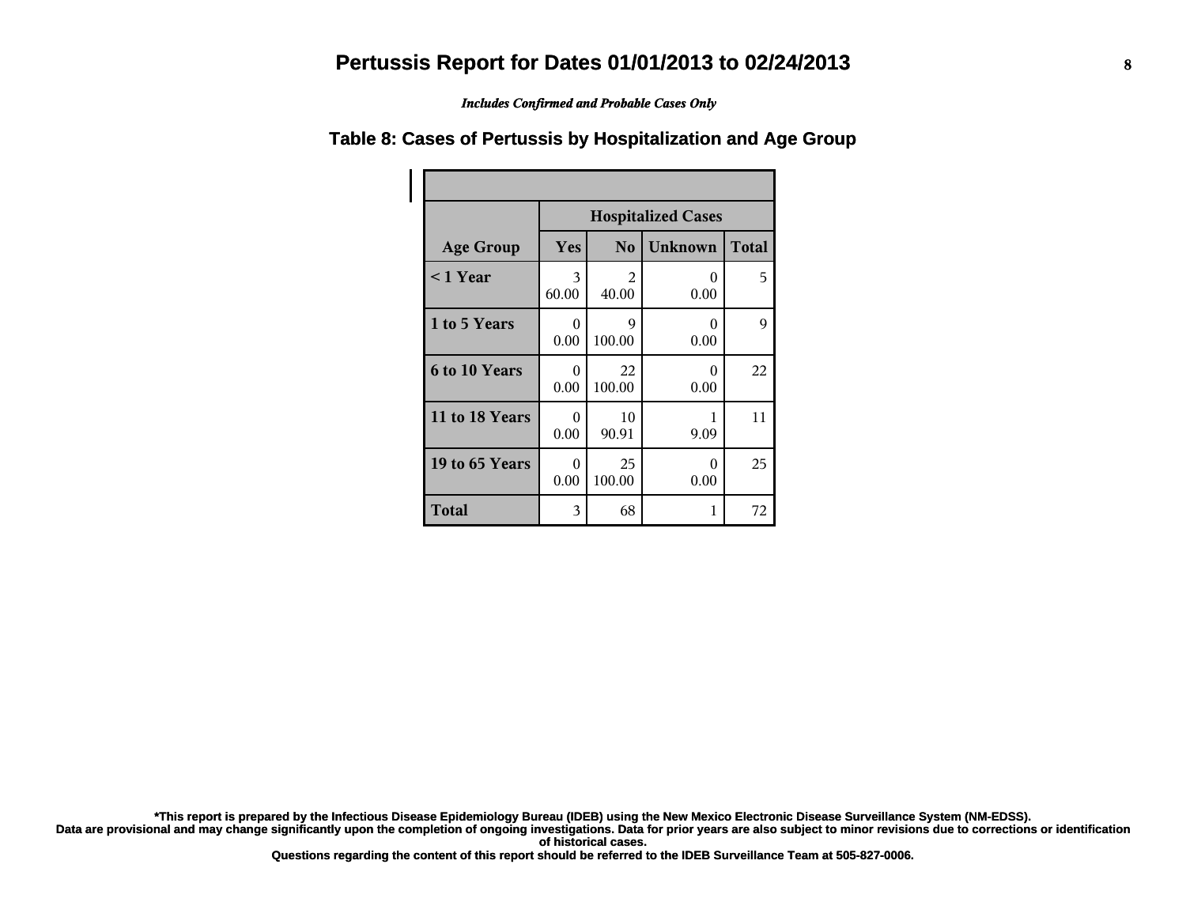# Pertussis Report for Dates 01/01/2013 to 02/24/2013

*Includes Confirmed and Probable Cases Only*

## Table 8: Cases of Pertussis by Hospitalization and Age Group

| | Hospitalized Cases | | | |
|---|---|---|---|---|
| **Age Group** | **Yes** | **No** | **Unknown** | **Total** |
| **< 1 Year** | 3<br>60.00 | 2<br>40.00 | 0<br>0.00 | 5 |
| **1 to 5 Years** | 0<br>0.00 | 9<br>100.00 | 0<br>0.00 | 9 |
| **6 to 10 Years** | 0<br>0.00 | 22<br>100.00 | 0<br>0.00 | 22 |
| **11 to 18 Years** | 0<br>0.00 | 10<br>90.91 | 1<br>9.09 | 11 |
| **19 to 65 Years** | 0<br>0.00 | 25<br>100.00 | 0<br>0.00 | 25 |
| **Total** | 3 | 68 | 1 | 72 |

**\*This report is prepared by the Infectious Disease Epidemiology Bureau (IDEB) using the New Mexico Electronic Disease Surveillance System (NM-EDSS).**
**Data are provisional and may change significantly upon the completion of ongoing investigations. Data for prior years are also subject to minor revisions due to corrections or identification of historical cases.**
**Questions regarding the content of this report should be referred to the IDEB Surveillance Team at 505-827-0006.**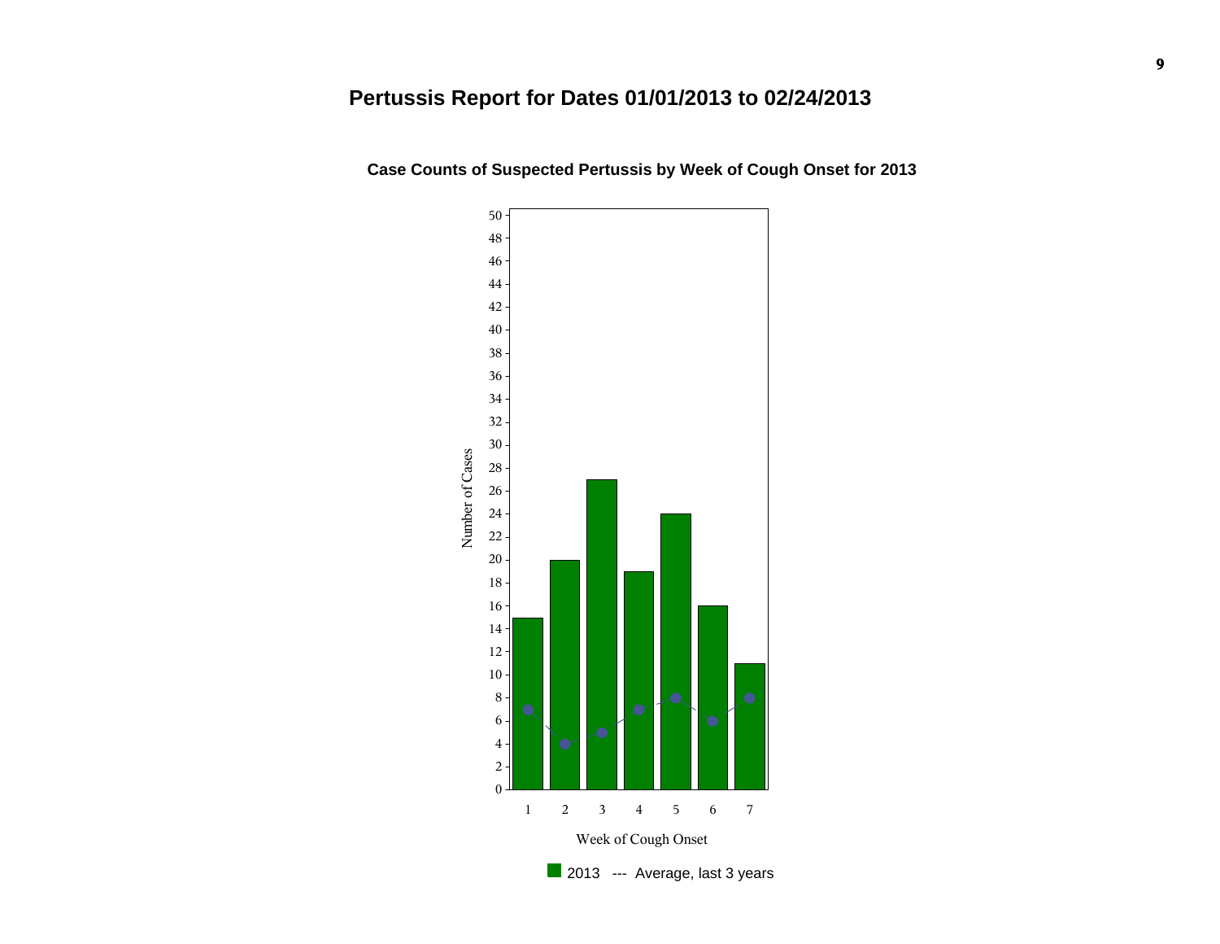# Pertussis Report for Dates 01/01/2013 to 02/24/2013

## Case Counts of Suspected Pertussis by Week of Cough Onset for 2013

Number of Cases

0
2
4
6
8
10
12
14
16
18
20
22
24
26
28
30
32
34
36
38
40
42
44
46
48
50

1 2 3 4 5 6 7

Week of Cough Onset

2013 --- Average, last 3 years